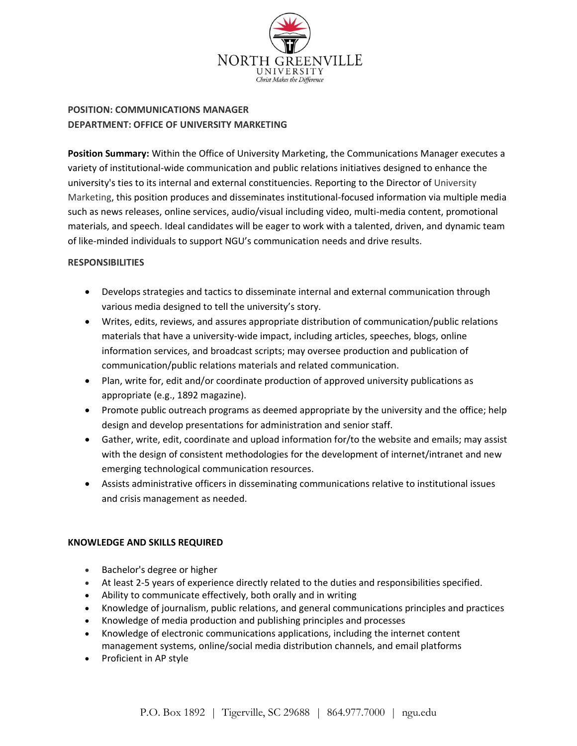NORTH GREENVILLE UNIVERSITY
*Christ Makes the Difference*

**POSITION: COMMUNICATIONS MANAGER**
**DEPARTMENT: OFFICE OF UNIVERSITY MARKETING**

**Position Summary:** Within the Office of University Marketing, the Communications Manager executes a variety of institutional-wide communication and public relations initiatives designed to enhance the university's ties to its internal and external constituencies. Reporting to the Director of University Marketing, this position produces and disseminates institutional-focused information via multiple media such as news releases, online services, audio/visual including video, multi-media content, promotional materials, and speech. Ideal candidates will be eager to work with a talented, driven, and dynamic team of like-minded individuals to support NGU's communication needs and drive results.

**RESPONSIBILITIES**

- Develops strategies and tactics to disseminate internal and external communication through various media designed to tell the university's story.
- Writes, edits, reviews, and assures appropriate distribution of communication/public relations materials that have a university-wide impact, including articles, speeches, blogs, online information services, and broadcast scripts; may oversee production and publication of communication/public relations materials and related communication.
- Plan, write for, edit and/or coordinate production of approved university publications as appropriate (e.g., 1892 magazine).
- Promote public outreach programs as deemed appropriate by the university and the office; help design and develop presentations for administration and senior staff.
- Gather, write, edit, coordinate and upload information for/to the website and emails; may assist with the design of consistent methodologies for the development of internet/intranet and new emerging technological communication resources.
- Assists administrative officers in disseminating communications relative to institutional issues and crisis management as needed.

**KNOWLEDGE AND SKILLS REQUIRED**

- Bachelor's degree or higher
- At least 2-5 years of experience directly related to the duties and responsibilities specified.
- Ability to communicate effectively, both orally and in writing
- Knowledge of journalism, public relations, and general communications principles and practices
- Knowledge of media production and publishing principles and processes
- Knowledge of electronic communications applications, including the internet content management systems, online/social media distribution channels, and email platforms
- Proficient in AP style

P.O. Box 1892 | Tigerville, SC 29688 | 864.977.7000 | ngu.edu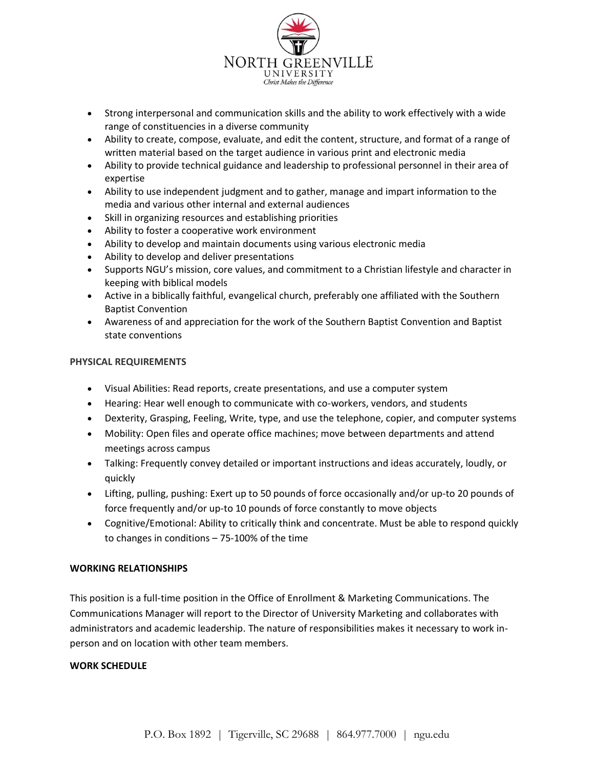- Strong interpersonal and communication skills and the ability to work effectively with a wide range of constituencies in a diverse community
- Ability to create, compose, evaluate, and edit the content, structure, and format of a range of written material based on the target audience in various print and electronic media
- Ability to provide technical guidance and leadership to professional personnel in their area of expertise
- Ability to use independent judgment and to gather, manage and impart information to the media and various other internal and external audiences
- Skill in organizing resources and establishing priorities
- Ability to foster a cooperative work environment
- Ability to develop and maintain documents using various electronic media
- Ability to develop and deliver presentations
- Supports NGU's mission, core values, and commitment to a Christian lifestyle and character in keeping with biblical models
- Active in a biblically faithful, evangelical church, preferably one affiliated with the Southern Baptist Convention
- Awareness of and appreciation for the work of the Southern Baptist Convention and Baptist state conventions

**PHYSICAL REQUIREMENTS**

- Visual Abilities: Read reports, create presentations, and use a computer system
- Hearing: Hear well enough to communicate with co-workers, vendors, and students
- Dexterity, Grasping, Feeling, Write, type, and use the telephone, copier, and computer systems
- Mobility: Open files and operate office machines; move between departments and attend meetings across campus
- Talking: Frequently convey detailed or important instructions and ideas accurately, loudly, or quickly
- Lifting, pulling, pushing: Exert up to 50 pounds of force occasionally and/or up-to 20 pounds of force frequently and/or up-to 10 pounds of force constantly to move objects
- Cognitive/Emotional: Ability to critically think and concentrate. Must be able to respond quickly to changes in conditions – 75-100% of the time

**WORKING RELATIONSHIPS**

This position is a full-time position in the Office of Enrollment & Marketing Communications. The Communications Manager will report to the Director of University Marketing and collaborates with administrators and academic leadership. The nature of responsibilities makes it necessary to work in-person and on location with other team members.

**WORK SCHEDULE**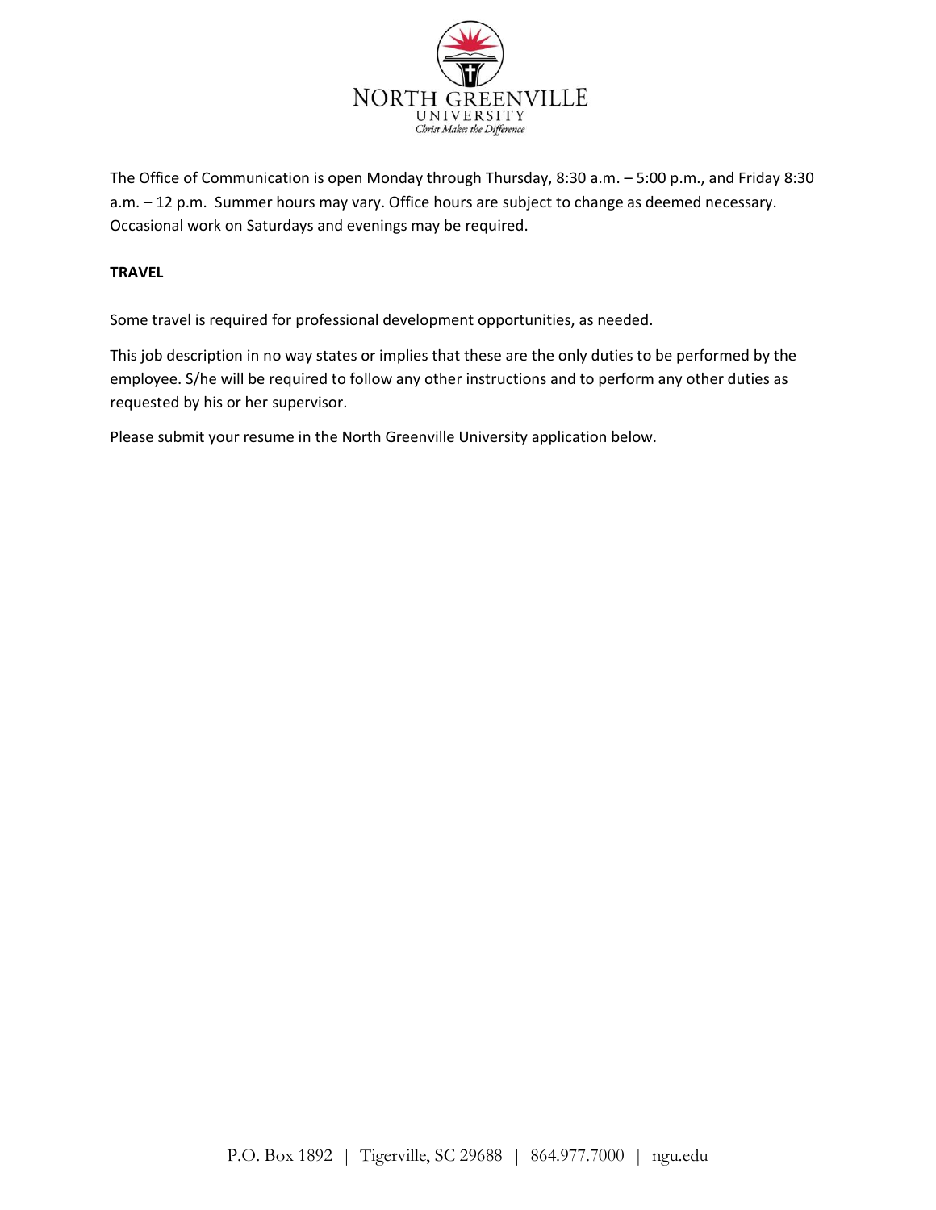The Office of Communication is open Monday through Thursday, 8:30 a.m. – 5:00 p.m., and Friday 8:30 a.m. – 12 p.m. Summer hours may vary. Office hours are subject to change as deemed necessary. Occasional work on Saturdays and evenings may be required.

**TRAVEL**

Some travel is required for professional development opportunities, as needed.

This job description in no way states or implies that these are the only duties to be performed by the employee. S/he will be required to follow any other instructions and to perform any other duties as requested by his or her supervisor.

Please submit your resume in the North Greenville University application below.